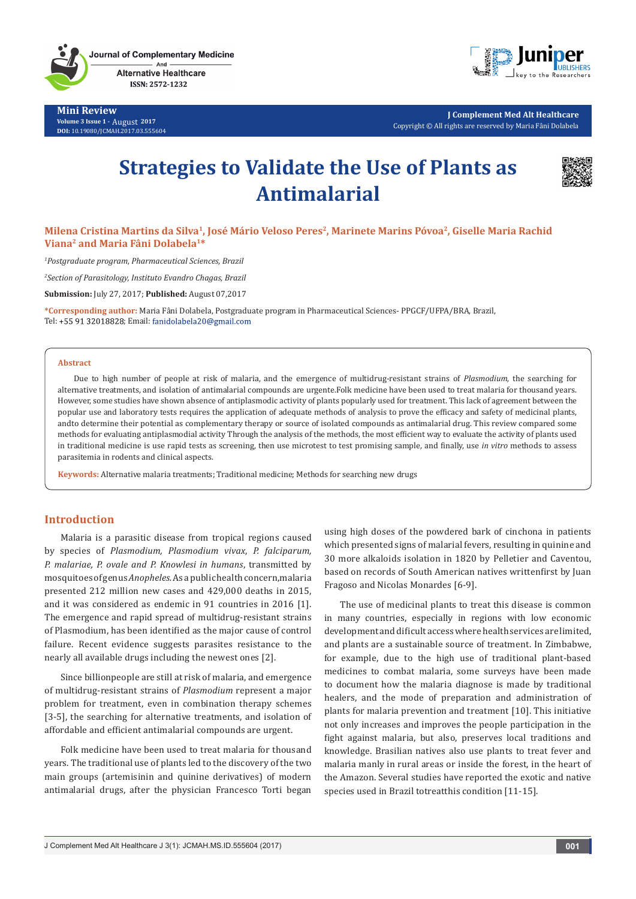Mini Review

# Strategies to Validate the Use of Plants as Antimalarial

**Milena Cristina Martins da Silva[1], José Mário Veloso Peres[2], Marinete Marins Póvoa[2], Giselle Maria Rachid Viana[2] and Maria Fâni Dolabela[1]***

*[1]Postgraduate program, Pharmaceutical Sciences, Brazil*

*[2]Section of Parasitology, Instituto Evandro Chagas, Brazil*

**Submission:** July 27, 2017; **Published:** August 07,2017

***Corresponding author:** Maria Fâni Dolabela, Postgraduate program in Pharmaceutical Sciences- PPGCF/UFPA/BRA, Brazil, Tel: +55 91 32018828; Email: fanidolabela20@gmail.com

## Abstract

Due to high number of people at risk of malaria, and the emergence of multidrug-resistant strains of *Plasmodium*, the searching for alternative treatments, and isolation of antimalarial compounds are urgente.Folk medicine have been used to treat malaria for thousand years. However, some studies have shown absence of antiplasmodic activity of plants popularly used for treatment. This lack of agreement between the popular use and laboratory tests requires the application of adequate methods of analysis to prove the efficacy and safety of medicinal plants, andto determine their potential as complementary therapy or source of isolated compounds as antimalarial drug. This review compared some methods for evaluating antiplasmodial activity Through the analysis of the methods, the most efficient way to evaluate the activity of plants used in traditional medicine is use rapid tests as screening, then use microtest to test promising sample, and finally, use *in vitro* methods to assess parasitemia in rodents and clinical aspects.

**Keywords:** Alternative malaria treatments; Traditional medicine; Methods for searching new drugs

## Introduction

Malaria is a parasitic disease from tropical regions caused by species of *Plasmodium, Plasmodium vivax, P. falciparum, P. malariae, P. ovale and P. Knowlesi in humans*, transmitted by mosquitoesofgenus *Anopheles.* As a publichealth concern,malaria presented 212 million new cases and 429,000 deaths in 2015, and it was considered as endemic in 91 countries in 2016 [1]. The emergence and rapid spread of multidrug-resistant strains of Plasmodium, has been identified as the major cause of control failure. Recent evidence suggests parasites resistance to the nearly all available drugs including the newest ones [2].

Since billionpeople are still at risk of malaria, and emergence of multidrug-resistant strains of *Plasmodium* represent a major problem for treatment, even in combination therapy schemes [3-5], the searching for alternative treatments, and isolation of affordable and efficient antimalarial compounds are urgent.

Folk medicine have been used to treat malaria for thousand years. The traditional use of plants led to the discovery of the two main groups (artemisinin and quinine derivatives) of modern antimalarial drugs, after the physician Francesco Torti began using high doses of the powdered bark of cinchona in patients which presented signs of malarial fevers, resulting in quinine and 30 more alkaloids isolation in 1820 by Pelletier and Caventou, based on records of South American natives writtenfirst by Juan Fragoso and Nicolas Monardes [6-9].

The use of medicinal plants to treat this disease is common in many countries, especially in regions with low economic developmentand dificult access where health services are limited, and plants are a sustainable source of treatment. In Zimbabwe, for example, due to the high use of traditional plant-based medicines to combat malaria, some surveys have been made to document how the malaria diagnose is made by traditional healers, and the mode of preparation and administration of plants for malaria prevention and treatment [10]. This initiative not only increases and improves the people participation in the fight against malaria, but also, preserves local traditions and knowledge. Brasilian natives also use plants to treat fever and malaria manly in rural areas or inside the forest, in the heart of the Amazon. Several studies have reported the exotic and native species used in Brazil totreatthis condition [11-15].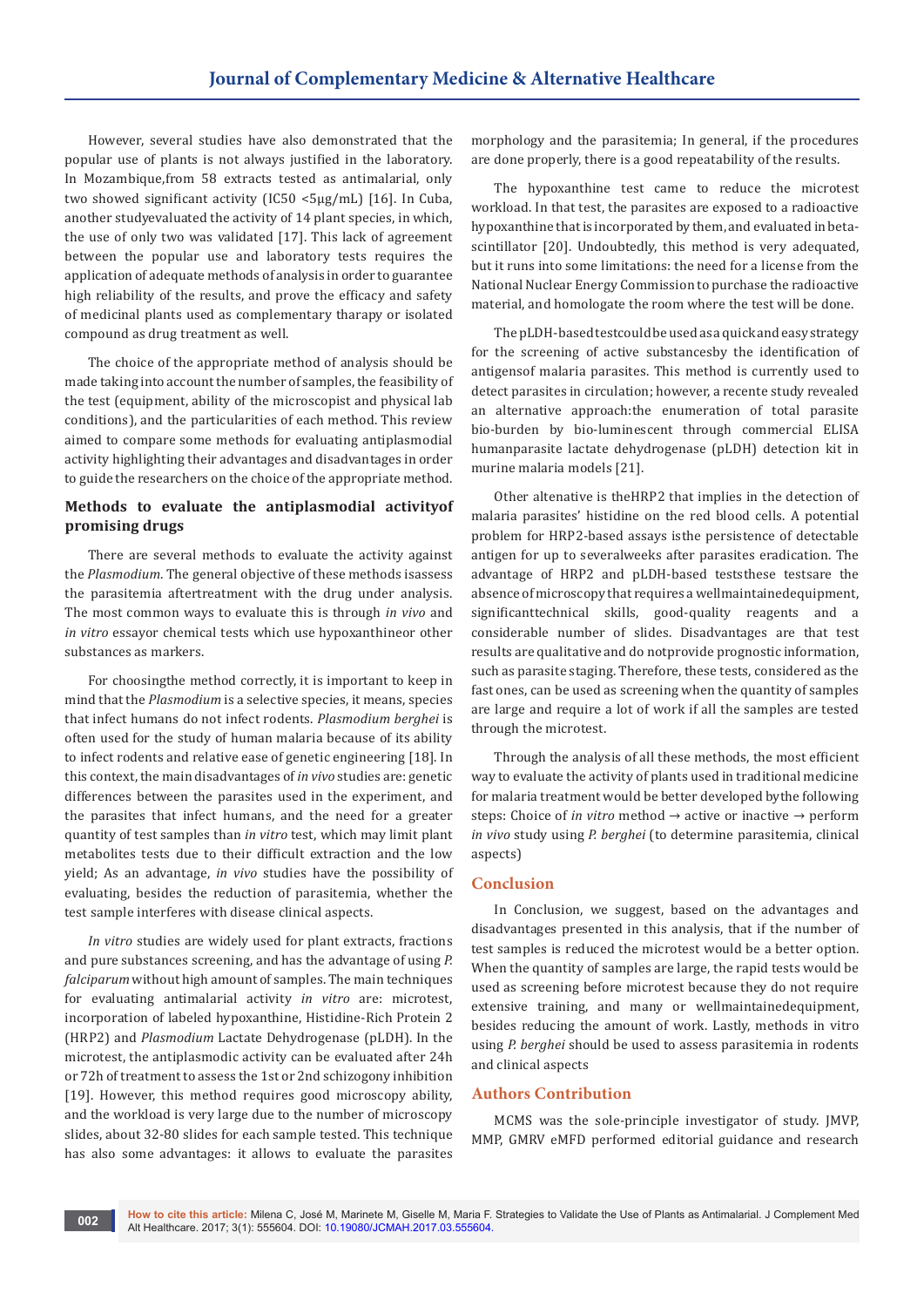However, several studies have also demonstrated that the popular use of plants is not always justified in the laboratory. In Mozambique,from 58 extracts tested as antimalarial, only two showed significant activity (IC50 <5μg/mL) [16]. In Cuba, another studyevaluated the activity of 14 plant species, in which, the use of only two was validated [17]. This lack of agreement between the popular use and laboratory tests requires the application of adequate methods of analysis in order to guarantee high reliability of the results, and prove the efficacy and safety of medicinal plants used as complementary tharapy or isolated compound as drug treatment as well.

The choice of the appropriate method of analysis should be made taking into account the number of samples, the feasibility of the test (equipment, ability of the microscopist and physical lab conditions), and the particularities of each method. This review aimed to compare some methods for evaluating antiplasmodial activity highlighting their advantages and disadvantages in order to guide the researchers on the choice of the appropriate method.

## Methods to evaluate the antiplasmodial activityof promising drugs

There are several methods to evaluate the activity against the *Plasmodium*. The general objective of these methods isassess the parasitemia aftertreatment with the drug under analysis. The most common ways to evaluate this is through *in vivo* and *in vitro* essayor chemical tests which use hypoxanthineor other substances as markers.

For choosingthe method correctly, it is important to keep in mind that the *Plasmodium* is a selective species, it means, species that infect humans do not infect rodents. *Plasmodium berghei* is often used for the study of human malaria because of its ability to infect rodents and relative ease of genetic engineering [18]. In this context, the main disadvantages of *in vivo* studies are: genetic differences between the parasites used in the experiment, and the parasites that infect humans, and the need for a greater quantity of test samples than *in vitro* test, which may limit plant metabolites tests due to their difficult extraction and the low yield; As an advantage, *in vivo* studies have the possibility of evaluating, besides the reduction of parasitemia, whether the test sample interferes with disease clinical aspects.

*In vitro* studies are widely used for plant extracts, fractions and pure substances screening, and has the advantage of using *P. falciparum* without high amount of samples. The main techniques for evaluating antimalarial activity *in vitro* are: microtest, incorporation of labeled hypoxanthine, Histidine-Rich Protein 2 (HRP2) and *Plasmodium* Lactate Dehydrogenase (pLDH). In the microtest, the antiplasmodic activity can be evaluated after 24h or 72h of treatment to assess the 1st or 2nd schizogony inhibition [19]. However, this method requires good microscopy ability, and the workload is very large due to the number of microscopy slides, about 32-80 slides for each sample tested. This technique has also some advantages: it allows to evaluate the parasites morphology and the parasitemia; In general, if the procedures are done properly, there is a good repeatability of the results.

The hypoxanthine test came to reduce the microtest workload. In that test, the parasites are exposed to a radioactive hypoxanthine that is incorporated by them, and evaluated in beta-scintillator [20]. Undoubtedly, this method is very adequated, but it runs into some limitations: the need for a license from the National Nuclear Energy Commission to purchase the radioactive material, and homologate the room where the test will be done.

The pLDH-based testcould be used as a quick and easy strategy for the screening of active substancesby the identification of antigensof malaria parasites. This method is currently used to detect parasites in circulation; however, a recente study revealed an alternative approach:the enumeration of total parasite bio-burden by bio-luminescent through commercial ELISA humanparasite lactate dehydrogenase (pLDH) detection kit in murine malaria models [21].

Other altenative is theHRP2 that implies in the detection of malaria parasites' histidine on the red blood cells. A potential problem for HRP2-based assays isthe persistence of detectable antigen for up to severalweeks after parasites eradication. The advantage of HRP2 and pLDH-based teststhese testsare the absence of microscopy that requires a wellmaintainedequipment, significanttechnical skills, good-quality reagents and a considerable number of slides. Disadvantages are that test results are qualitative and do notprovide prognostic information, such as parasite staging. Therefore, these tests, considered as the fast ones, can be used as screening when the quantity of samples are large and require a lot of work if all the samples are tested through the microtest.

Through the analysis of all these methods, the most efficient way to evaluate the activity of plants used in traditional medicine for malaria treatment would be better developed bythe following steps: Choice of *in vitro* method → active or inactive → perform *in vivo* study using *P. berghei* (to determine parasitemia, clinical aspects)

## Conclusion

In Conclusion, we suggest, based on the advantages and disadvantages presented in this analysis, that if the number of test samples is reduced the microtest would be a better option. When the quantity of samples are large, the rapid tests would be used as screening before microtest because they do not require extensive training, and many or wellmaintainedequipment, besides reducing the amount of work. Lastly, methods in vitro using *P. berghei* should be used to assess parasitemia in rodents and clinical aspects

## Authors Contribution

MCMS was the sole-principle investigator of study. JMVP, MMP, GMRV eMFD performed editorial guidance and research

**How to cite this article:** Milena C, José M, Marinete M, Giselle M, Maria F. Strategies to Validate the Use of Plants as Antimalarial. J Complement Med Alt Healthcare. 2017; 3(1): 555604. DOI: 10.19080/JCMAH.2017.03.555604.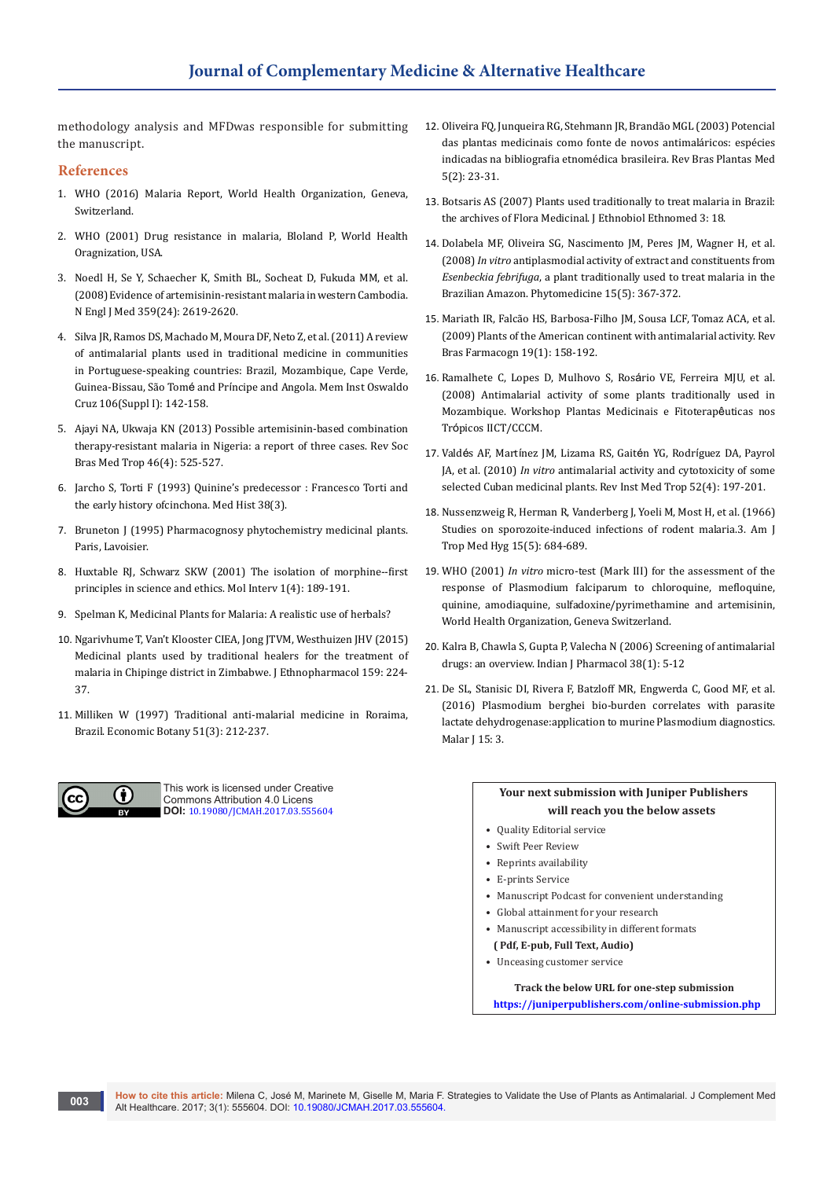methodology analysis and MFDwas responsible for submitting the manuscript.

## References

1. WHO (2016) Malaria Report, World Health Organization, Geneva, Switzerland.
2. WHO (2001) Drug resistance in malaria, Bloland P, World Health Oragnization, USA.
3. Noedl H, Se Y, Schaecher K, Smith BL, Socheat D, Fukuda MM, et al. (2008) Evidence of artemisinin-resistant malaria in western Cambodia. N Engl J Med 359(24): 2619-2620.
4. Silva JR, Ramos DS, Machado M, Moura DF, Neto Z, et al. (2011) A review of antimalarial plants used in traditional medicine in communities in Portuguese-speaking countries: Brazil, Mozambique, Cape Verde, Guinea-Bissau, São Tomé and Príncipe and Angola. Mem Inst Oswaldo Cruz 106(Suppl I): 142-158.
5. Ajayi NA, Ukwaja KN (2013) Possible artemisinin-based combination therapy-resistant malaria in Nigeria: a report of three cases. Rev Soc Bras Med Trop 46(4): 525-527.
6. Jarcho S, Torti F (1993) Quinine's predecessor : Francesco Torti and the early history ofcinchona. Med Hist 38(3).
7. Bruneton J (1995) Pharmacognosy phytochemistry medicinal plants. Paris, Lavoisier.
8. Huxtable RJ, Schwarz SKW (2001) The isolation of morphine--first principles in science and ethics. Mol Interv 1(4): 189-191.
9. Spelman K, Medicinal Plants for Malaria: A realistic use of herbals?
10. Ngarivhume T, Van't Klooster CIEA, Jong JTVM, Westhuizen JHV (2015) Medicinal plants used by traditional healers for the treatment of malaria in Chipinge district in Zimbabwe. J Ethnopharmacol 159: 224-37.
11. Milliken W (1997) Traditional anti-malarial medicine in Roraima, Brazil. Economic Botany 51(3): 212-237.
12. Oliveira FQ, Junqueira RG, Stehmann JR, Brandão MGL (2003) Potencial das plantas medicinais como fonte de novos antimaláricos: espécies indicadas na bibliografia etnomédica brasileira. Rev Bras Plantas Med 5(2): 23-31.
13. Botsaris AS (2007) Plants used traditionally to treat malaria in Brazil: the archives of Flora Medicinal. J Ethnobiol Ethnomed 3: 18.
14. Dolabela MF, Oliveira SG, Nascimento JM, Peres JM, Wagner H, et al. (2008) *In vitro* antiplasmodial activity of extract and constituents from *Esenbeckia febrifuga*, a plant traditionally used to treat malaria in the Brazilian Amazon. Phytomedicine 15(5): 367-372.
15. Mariath IR, Falcão HS, Barbosa-Filho JM, Sousa LCF, Tomaz ACA, et al. (2009) Plants of the American continent with antimalarial activity. Rev Bras Farmacogn 19(1): 158-192.
16. Ramalhete C, Lopes D, Mulhovo S, Rosário VE, Ferreira MJU, et al. (2008) Antimalarial activity of some plants traditionally used in Mozambique. Workshop Plantas Medicinais e Fitoterapêuticas nos Trópicos IICT/CCCM.
17. Valdés AF, Martínez JM, Lizama RS, Gaitén YG, Rodríguez DA, Payrol JA, et al. (2010) *In vitro* antimalarial activity and cytotoxicity of some selected Cuban medicinal plants. Rev Inst Med Trop 52(4): 197-201.
18. Nussenzweig R, Herman R, Vanderberg J, Yoeli M, Most H, et al. (1966) Studies on sporozoite-induced infections of rodent malaria.3. Am J Trop Med Hyg 15(5): 684-689.
19. WHO (2001) *In vitro* micro-test (Mark III) for the assessment of the response of Plasmodium falciparum to chloroquine, mefloquine, quinine, amodiaquine, sulfadoxine/pyrimethamine and artemisinin, World Health Organization, Geneva Switzerland.
20. Kalra B, Chawla S, Gupta P, Valecha N (2006) Screening of antimalarial drugs: an overview. Indian J Pharmacol 38(1): 5-12
21. De SL, Stanisic DI, Rivera F, Batzloff MR, Engwerda C, Good MF, et al. (2016) Plasmodium berghei bio-burden correlates with parasite lactate dehydrogenase:application to murine Plasmodium diagnostics. Malar J 15: 3.

This work is licensed under Creative Commons Attribution 4.0 Licens
**DOI:** 10.19080/JCMAH.2017.03.555604

**Your next submission with Juniper Publishers will reach you the below assets**

- Quality Editorial service
- Swift Peer Review
- Reprints availability
- E-prints Service
- Manuscript Podcast for convenient understanding
- Global attainment for your research
- Manuscript accessibility in different formats
  **( Pdf, E-pub, Full Text, Audio)**
- Unceasing customer service

**Track the below URL for one-step submission**
**https://juniperpublishers.com/online-submission.php**

**How to cite this article:** Milena C, José M, Marinete M, Giselle M, Maria F. Strategies to Validate the Use of Plants as Antimalarial. J Complement Med Alt Healthcare. 2017; 3(1): 555604. DOI: 10.19080/JCMAH.2017.03.555604.